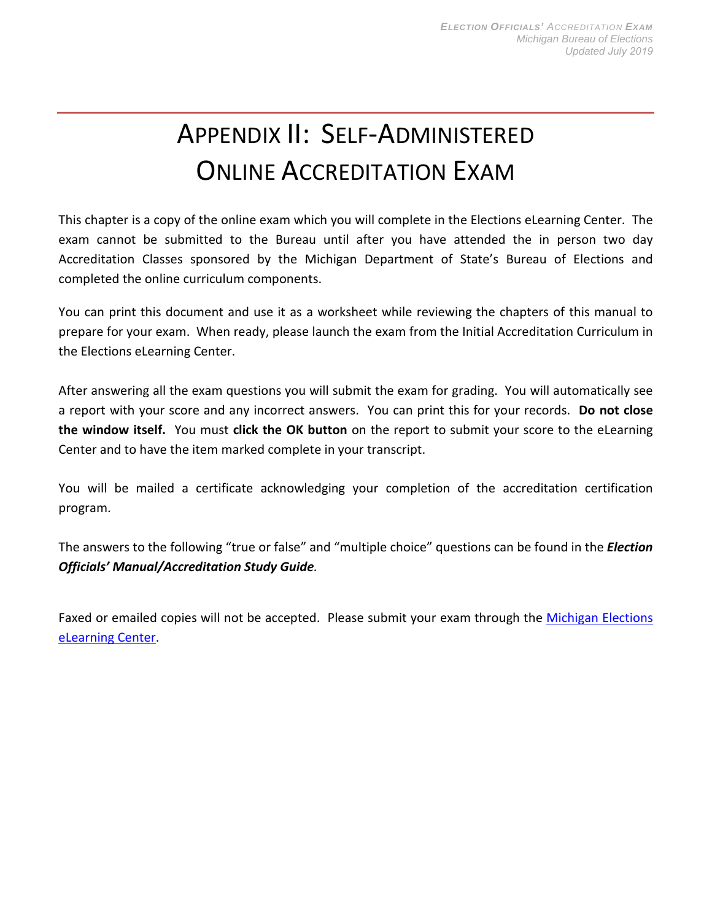# APPENDIX II: SELF-ADMINISTERED ONLINE ACCREDITATION EXAM

This chapter is a copy of the online exam which you will complete in the Elections eLearning Center. The exam cannot be submitted to the Bureau until after you have attended the in person two day Accreditation Classes sponsored by the Michigan Department of State's Bureau of Elections and completed the online curriculum components.

You can print this document and use it as a worksheet while reviewing the chapters of this manual to prepare for your exam. When ready, please launch the exam from the Initial Accreditation Curriculum in the Elections eLearning Center.

After answering all the exam questions you will submit the exam for grading. You will automatically see a report with your score and any incorrect answers. You can print this for your records. **Do not close the window itself.** You must **click the OK button** on the report to submit your score to the eLearning Center and to have the item marked complete in your transcript.

You will be mailed a certificate acknowledging your completion of the accreditation certification program.

The answers to the following "true or false" and "multiple choice" questions can be found in the ***Election Officials' Manual/Accreditation Study Guide***.

Faxed or emailed copies will not be accepted. Please submit your exam through the Michigan Elections eLearning Center.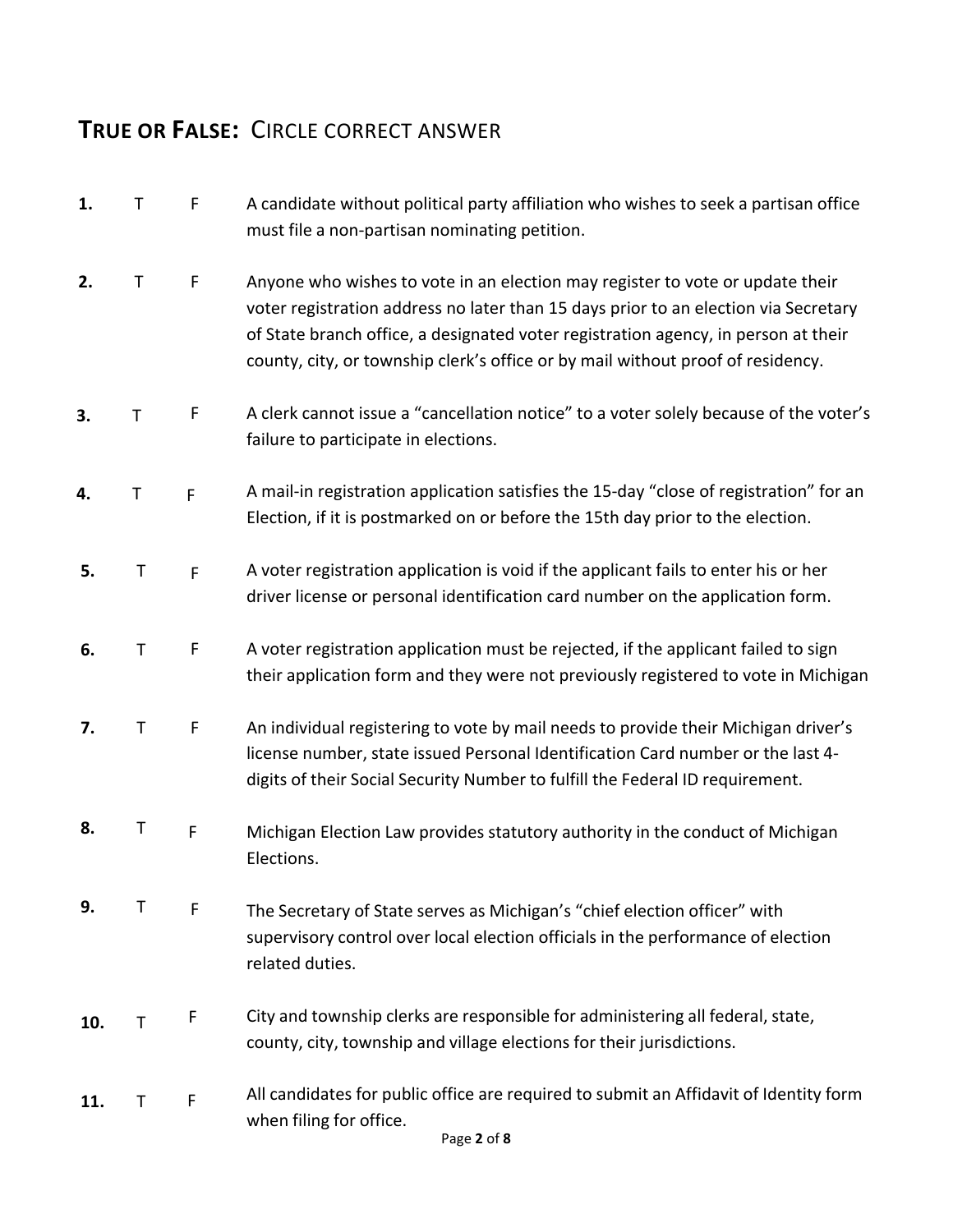## **TRUE OR FALSE:** CIRCLE CORRECT ANSWER

**1.** T F A candidate without political party affiliation who wishes to seek a partisan office must file a non-partisan nominating petition.

**2.** T F Anyone who wishes to vote in an election may register to vote or update their voter registration address no later than 15 days prior to an election via Secretary of State branch office, a designated voter registration agency, in person at their county, city, or township clerk's office or by mail without proof of residency.

**3.** T F A clerk cannot issue a "cancellation notice" to a voter solely because of the voter's failure to participate in elections.

**4.** T F A mail-in registration application satisfies the 15-day "close of registration" for an Election, if it is postmarked on or before the 15th day prior to the election.

**5.** T F A voter registration application is void if the applicant fails to enter his or her driver license or personal identification card number on the application form.

**6.** T F A voter registration application must be rejected, if the applicant failed to sign their application form and they were not previously registered to vote in Michigan

**7.** T F An individual registering to vote by mail needs to provide their Michigan driver's license number, state issued Personal Identification Card number or the last 4-digits of their Social Security Number to fulfill the Federal ID requirement.

**8.** T F Michigan Election Law provides statutory authority in the conduct of Michigan Elections.

**9.** T F The Secretary of State serves as Michigan's "chief election officer" with supervisory control over local election officials in the performance of election related duties.

**10.** T F City and township clerks are responsible for administering all federal, state, county, city, township and village elections for their jurisdictions.

**11.** T F All candidates for public office are required to submit an Affidavit of Identity form when filing for office.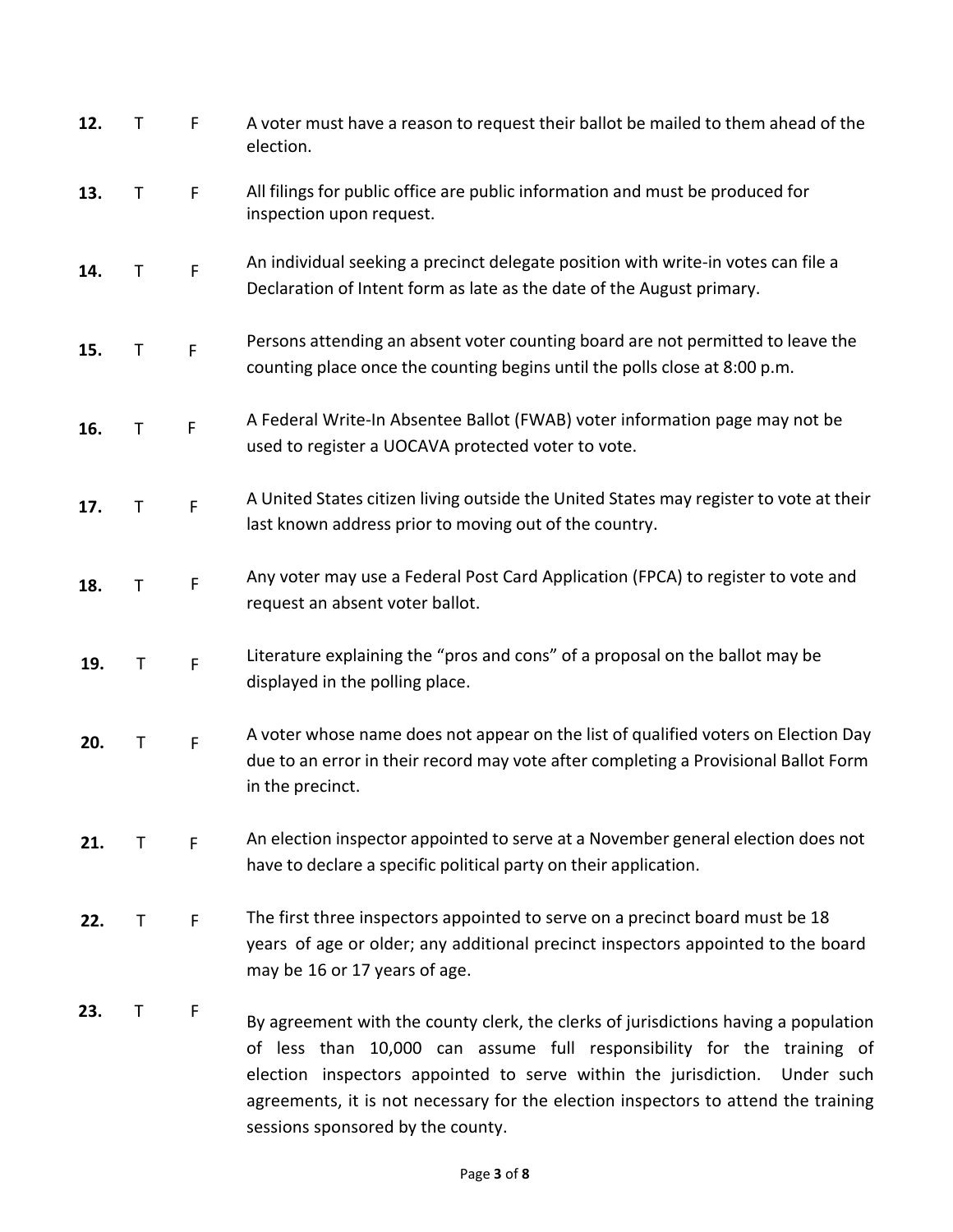**12.** T F A voter must have a reason to request their ballot be mailed to them ahead of the election.

**13.** T F All filings for public office are public information and must be produced for inspection upon request.

**14.** T F An individual seeking a precinct delegate position with write-in votes can file a Declaration of Intent form as late as the date of the August primary.

**15.** T F Persons attending an absent voter counting board are not permitted to leave the counting place once the counting begins until the polls close at 8:00 p.m.

**16.** T F A Federal Write-In Absentee Ballot (FWAB) voter information page may not be used to register a UOCAVA protected voter to vote.

**17.** T F A United States citizen living outside the United States may register to vote at their last known address prior to moving out of the country.

**18.** T F Any voter may use a Federal Post Card Application (FPCA) to register to vote and request an absent voter ballot.

**19.** T F Literature explaining the "pros and cons" of a proposal on the ballot may be displayed in the polling place.

**20.** T F A voter whose name does not appear on the list of qualified voters on Election Day due to an error in their record may vote after completing a Provisional Ballot Form in the precinct.

**21.** T F An election inspector appointed to serve at a November general election does not have to declare a specific political party on their application.

**22.** T F The first three inspectors appointed to serve on a precinct board must be 18 years of age or older; any additional precinct inspectors appointed to the board may be 16 or 17 years of age.

**23.** T F By agreement with the county clerk, the clerks of jurisdictions having a population of less than 10,000 can assume full responsibility for the training of election inspectors appointed to serve within the jurisdiction. Under such agreements, it is not necessary for the election inspectors to attend the training sessions sponsored by the county.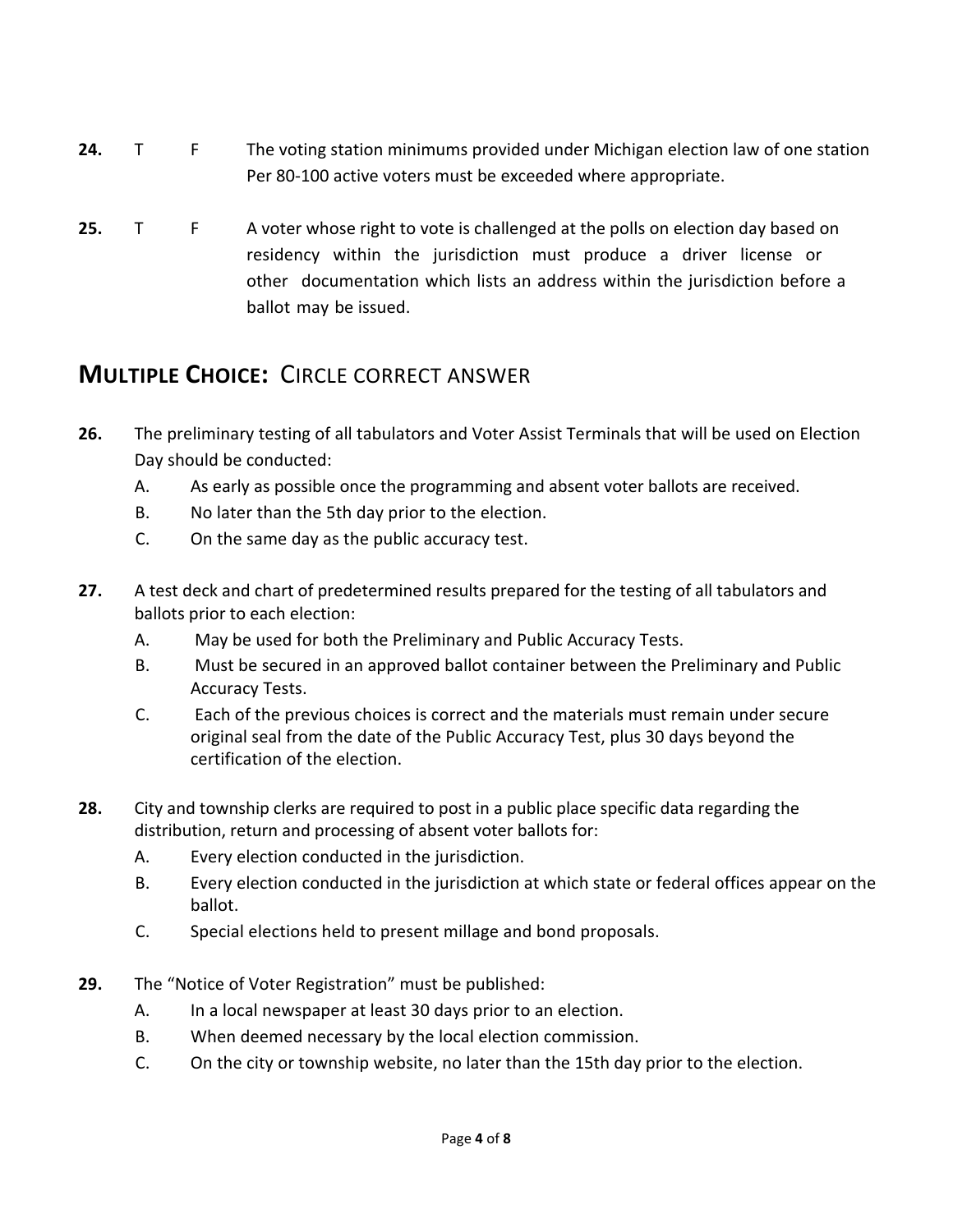**24.** T F The voting station minimums provided under Michigan election law of one station Per 80-100 active voters must be exceeded where appropriate.

**25.** T F A voter whose right to vote is challenged at the polls on election day based on residency within the jurisdiction must produce a driver license or other documentation which lists an address within the jurisdiction before a ballot may be issued.

## **MULTIPLE CHOICE:** CIRCLE CORRECT ANSWER

**26.** The preliminary testing of all tabulators and Voter Assist Terminals that will be used on Election Day should be conducted:

A. As early as possible once the programming and absent voter ballots are received.
B. No later than the 5th day prior to the election.
C. On the same day as the public accuracy test.

**27.** A test deck and chart of predetermined results prepared for the testing of all tabulators and ballots prior to each election:

A. May be used for both the Preliminary and Public Accuracy Tests.
B. Must be secured in an approved ballot container between the Preliminary and Public Accuracy Tests.
C. Each of the previous choices is correct and the materials must remain under secure original seal from the date of the Public Accuracy Test, plus 30 days beyond the certification of the election.

**28.** City and township clerks are required to post in a public place specific data regarding the distribution, return and processing of absent voter ballots for:

A. Every election conducted in the jurisdiction.
B. Every election conducted in the jurisdiction at which state or federal offices appear on the ballot.
C. Special elections held to present millage and bond proposals.

**29.** The "Notice of Voter Registration" must be published:

A. In a local newspaper at least 30 days prior to an election.
B. When deemed necessary by the local election commission.
C. On the city or township website, no later than the 15th day prior to the election.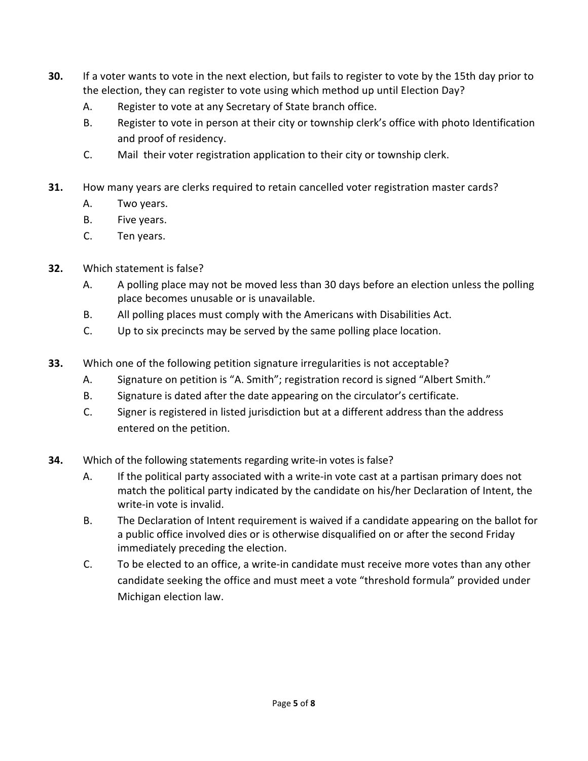**30.** If a voter wants to vote in the next election, but fails to register to vote by the 15th day prior to the election, they can register to vote using which method up until Election Day?

A. Register to vote at any Secretary of State branch office.

B. Register to vote in person at their city or township clerk's office with photo Identification and proof of residency.

C. Mail their voter registration application to their city or township clerk.

**31.** How many years are clerks required to retain cancelled voter registration master cards?

A. Two years.

B. Five years.

C. Ten years.

**32.** Which statement is false?

A. A polling place may not be moved less than 30 days before an election unless the polling place becomes unusable or is unavailable.

B. All polling places must comply with the Americans with Disabilities Act.

C. Up to six precincts may be served by the same polling place location.

**33.** Which one of the following petition signature irregularities is not acceptable?

A. Signature on petition is "A. Smith"; registration record is signed "Albert Smith."

B. Signature is dated after the date appearing on the circulator's certificate.

C. Signer is registered in listed jurisdiction but at a different address than the address entered on the petition.

**34.** Which of the following statements regarding write-in votes is false?

A. If the political party associated with a write-in vote cast at a partisan primary does not match the political party indicated by the candidate on his/her Declaration of Intent, the write-in vote is invalid.

B. The Declaration of Intent requirement is waived if a candidate appearing on the ballot for a public office involved dies or is otherwise disqualified on or after the second Friday immediately preceding the election.

C. To be elected to an office, a write-in candidate must receive more votes than any other candidate seeking the office and must meet a vote "threshold formula" provided under Michigan election law.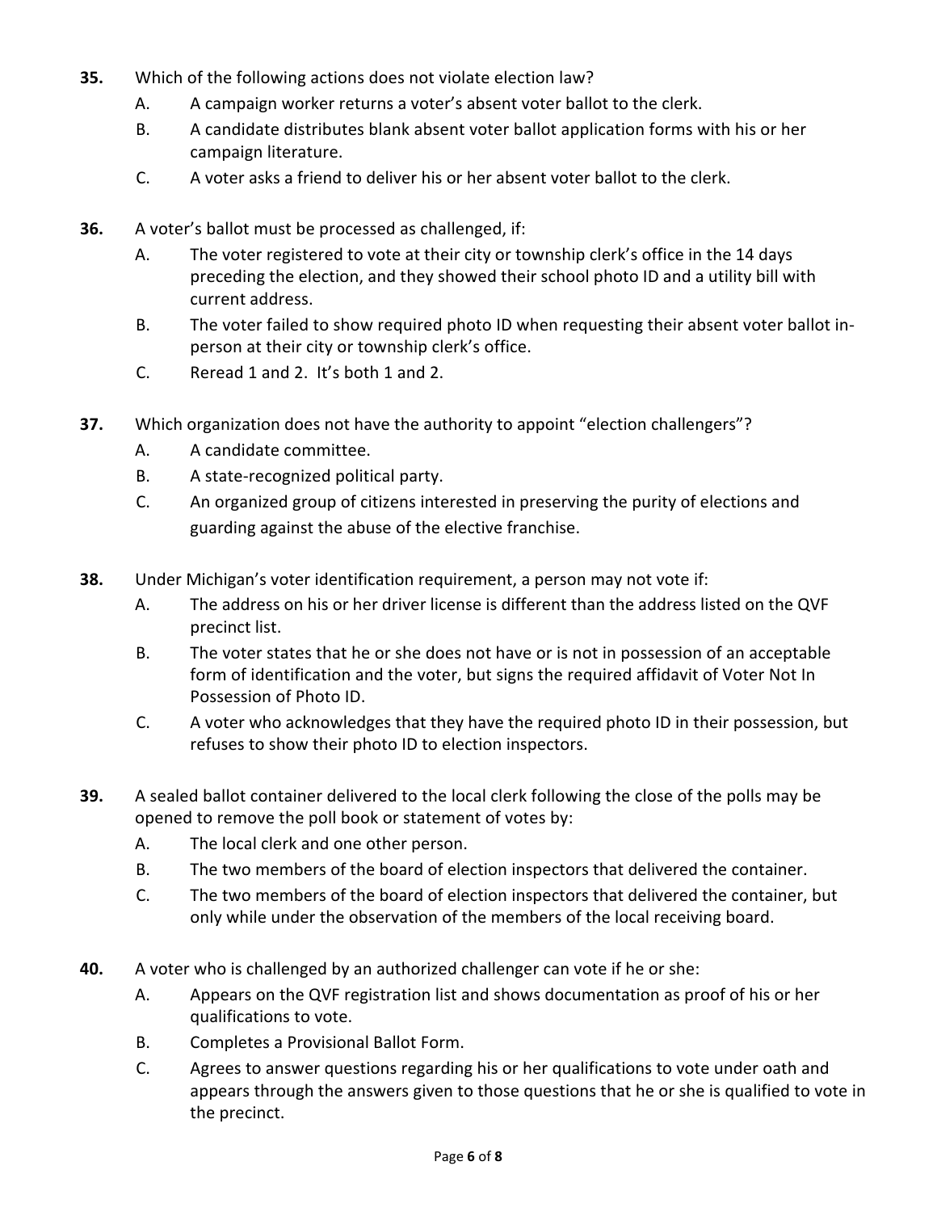**35.** Which of the following actions does not violate election law?

- A. A campaign worker returns a voter's absent voter ballot to the clerk.
- B. A candidate distributes blank absent voter ballot application forms with his or her campaign literature.
- C. A voter asks a friend to deliver his or her absent voter ballot to the clerk.

**36.** A voter's ballot must be processed as challenged, if:

- A. The voter registered to vote at their city or township clerk's office in the 14 days preceding the election, and they showed their school photo ID and a utility bill with current address.
- B. The voter failed to show required photo ID when requesting their absent voter ballot in-person at their city or township clerk's office.
- C. Reread 1 and 2. It's both 1 and 2.

**37.** Which organization does not have the authority to appoint "election challengers"?

- A. A candidate committee.
- B. A state-recognized political party.
- C. An organized group of citizens interested in preserving the purity of elections and guarding against the abuse of the elective franchise.

**38.** Under Michigan's voter identification requirement, a person may not vote if:

- A. The address on his or her driver license is different than the address listed on the QVF precinct list.
- B. The voter states that he or she does not have or is not in possession of an acceptable form of identification and the voter, but signs the required affidavit of Voter Not In Possession of Photo ID.
- C. A voter who acknowledges that they have the required photo ID in their possession, but refuses to show their photo ID to election inspectors.

**39.** A sealed ballot container delivered to the local clerk following the close of the polls may be opened to remove the poll book or statement of votes by:

- A. The local clerk and one other person.
- B. The two members of the board of election inspectors that delivered the container.
- C. The two members of the board of election inspectors that delivered the container, but only while under the observation of the members of the local receiving board.

**40.** A voter who is challenged by an authorized challenger can vote if he or she:

- A. Appears on the QVF registration list and shows documentation as proof of his or her qualifications to vote.
- B. Completes a Provisional Ballot Form.
- C. Agrees to answer questions regarding his or her qualifications to vote under oath and appears through the answers given to those questions that he or she is qualified to vote in the precinct.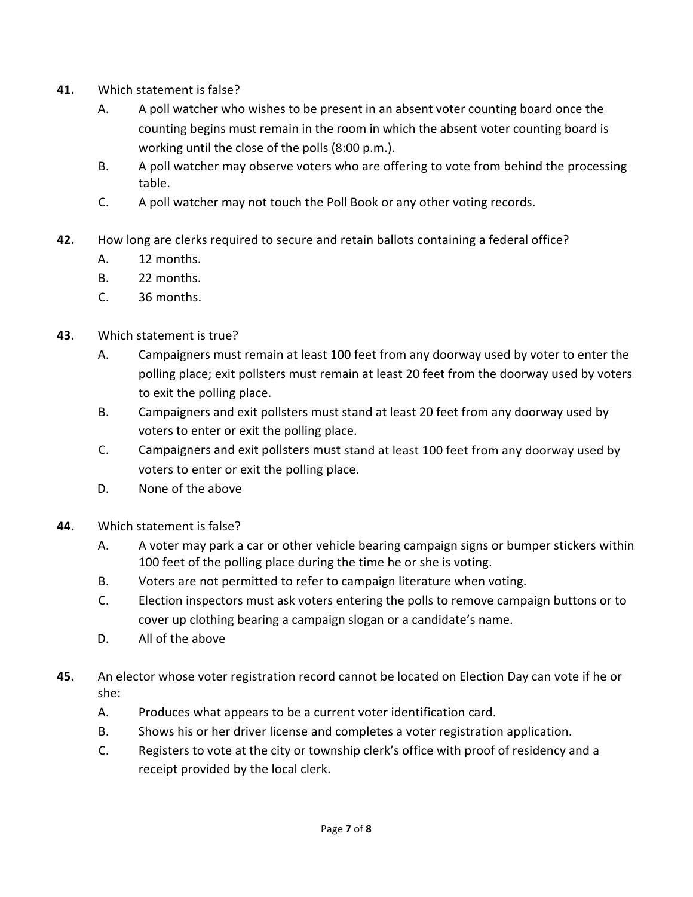**41.** Which statement is false?

A. A poll watcher who wishes to be present in an absent voter counting board once the counting begins must remain in the room in which the absent voter counting board is working until the close of the polls (8:00 p.m.).

B. A poll watcher may observe voters who are offering to vote from behind the processing table.

C. A poll watcher may not touch the Poll Book or any other voting records.

**42.** How long are clerks required to secure and retain ballots containing a federal office?

A. 12 months.

B. 22 months.

C. 36 months.

**43.** Which statement is true?

A. Campaigners must remain at least 100 feet from any doorway used by voter to enter the polling place; exit pollsters must remain at least 20 feet from the doorway used by voters to exit the polling place.

B. Campaigners and exit pollsters must stand at least 20 feet from any doorway used by voters to enter or exit the polling place.

C. Campaigners and exit pollsters must stand at least 100 feet from any doorway used by voters to enter or exit the polling place.

D. None of the above

**44.** Which statement is false?

A. A voter may park a car or other vehicle bearing campaign signs or bumper stickers within 100 feet of the polling place during the time he or she is voting.

B. Voters are not permitted to refer to campaign literature when voting.

C. Election inspectors must ask voters entering the polls to remove campaign buttons or to cover up clothing bearing a campaign slogan or a candidate's name.

D. All of the above

**45.** An elector whose voter registration record cannot be located on Election Day can vote if he or she:

A. Produces what appears to be a current voter identification card.

B. Shows his or her driver license and completes a voter registration application.

C. Registers to vote at the city or township clerk's office with proof of residency and a receipt provided by the local clerk.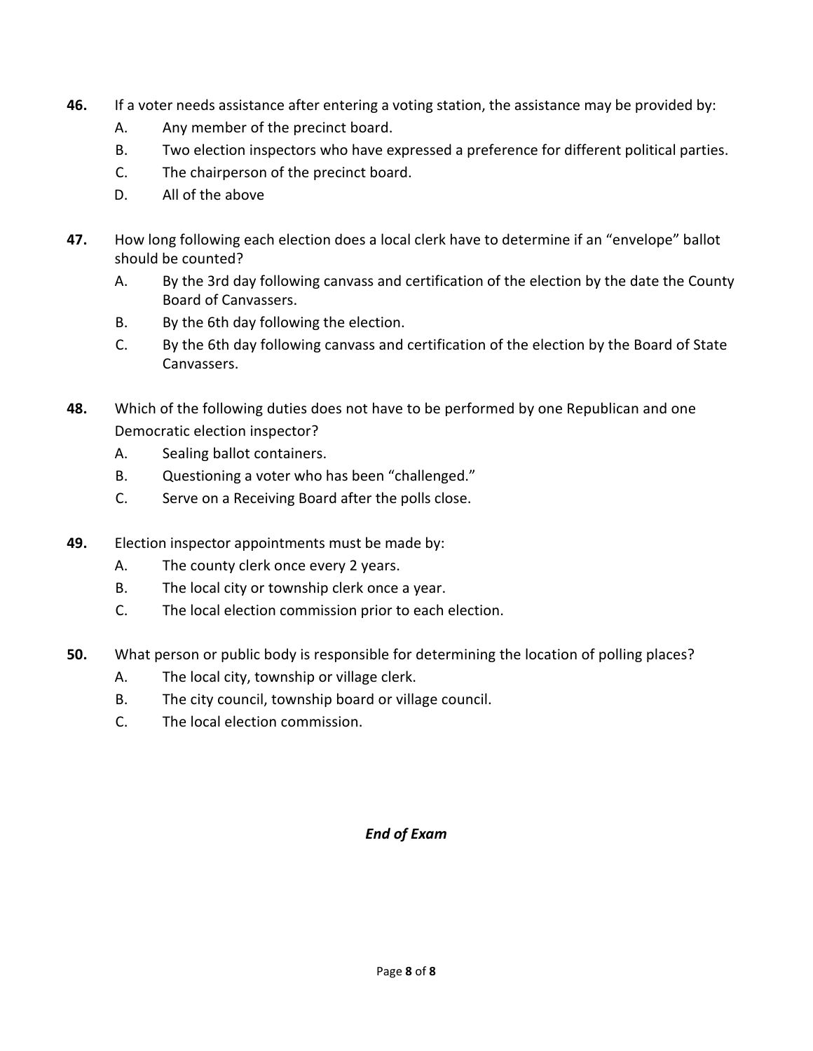**46.** If a voter needs assistance after entering a voting station, the assistance may be provided by:

A. Any member of the precinct board.

B. Two election inspectors who have expressed a preference for different political parties.

C. The chairperson of the precinct board.

D. All of the above

**47.** How long following each election does a local clerk have to determine if an "envelope" ballot should be counted?

A. By the 3rd day following canvass and certification of the election by the date the County Board of Canvassers.

B. By the 6th day following the election.

C. By the 6th day following canvass and certification of the election by the Board of State Canvassers.

**48.** Which of the following duties does not have to be performed by one Republican and one Democratic election inspector?

A. Sealing ballot containers.

B. Questioning a voter who has been "challenged."

C. Serve on a Receiving Board after the polls close.

**49.** Election inspector appointments must be made by:

A. The county clerk once every 2 years.

B. The local city or township clerk once a year.

C. The local election commission prior to each election.

**50.** What person or public body is responsible for determining the location of polling places?

A. The local city, township or village clerk.

B. The city council, township board or village council.

C. The local election commission.

***End of Exam***